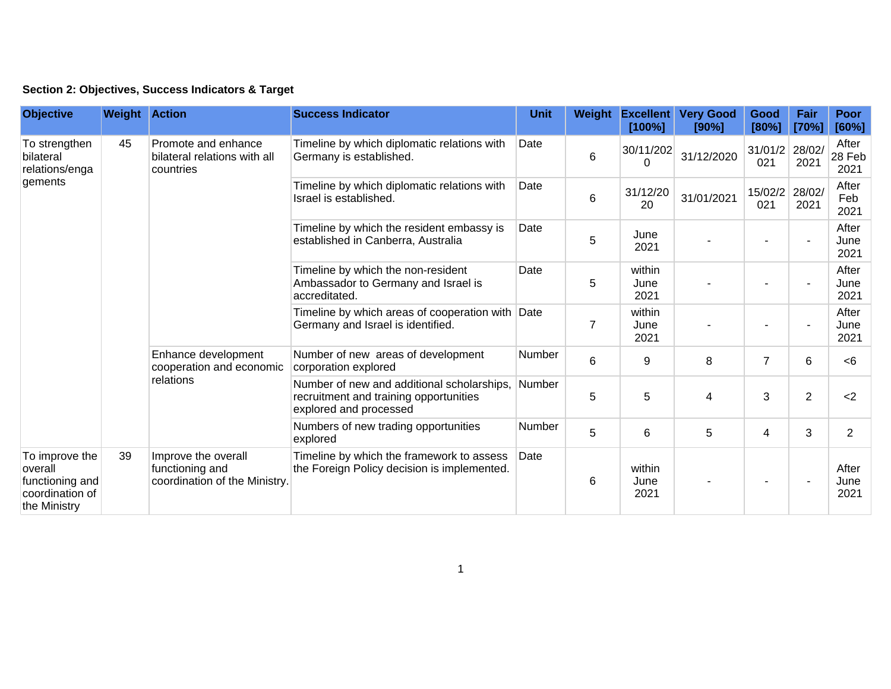**Section 2: Objectives, Success Indicators & Target**

| Objective | Weight | Action | Success Indicator | Unit | Weight | Excellent [100%] | Very Good [90%] | Good [80%] | Fair [70%] | Poor [60%] |
|---|---|---|---|---|---|---|---|---|---|---|
| To strengthen bilateral relations/engagements | 45 | Promote and enhance bilateral relations with all countries | Timeline by which diplomatic relations with Germany is established. | Date | 6 | 30/11/2020 | 31/12/2020 | 31/01/2021 | 28/02/2021 | After 28 Feb 2021 |
| | | | Timeline by which diplomatic relations with Israel is established. | Date | 6 | 31/12/2020 | 31/01/2021 | 15/02/2021 | 28/02/2021 | After Feb 2021 |
| | | | Timeline by which the resident embassy is established in Canberra, Australia | Date | 5 | June 2021 | - | - | - | After June 2021 |
| | | | Timeline by which the non-resident Ambassador to Germany and Israel is accreditated. | Date | 5 | within June 2021 | - | - | - | After June 2021 |
| | | | Timeline by which areas of cooperation with Germany and Israel is identified. | Date | 7 | within June 2021 | - | - | - | After June 2021 |
| | | Enhance development cooperation and economic relations | Number of new areas of development corporation explored | Number | 6 | 9 | 8 | 7 | 6 | <6 |
| | | | Number of new and additional scholarships, recruitment and training opportunities explored and processed | Number | 5 | 5 | 4 | 3 | 2 | <2 |
| | | | Numbers of new trading opportunities explored | Number | 5 | 6 | 5 | 4 | 3 | 2 |
| To improve the overall functioning and coordination of the Ministry | 39 | Improve the overall functioning and coordination of the Ministry. | Timeline by which the framework to assess the Foreign Policy decision is implemented. | Date | 6 | within June 2021 | - | - | - | After June 2021 |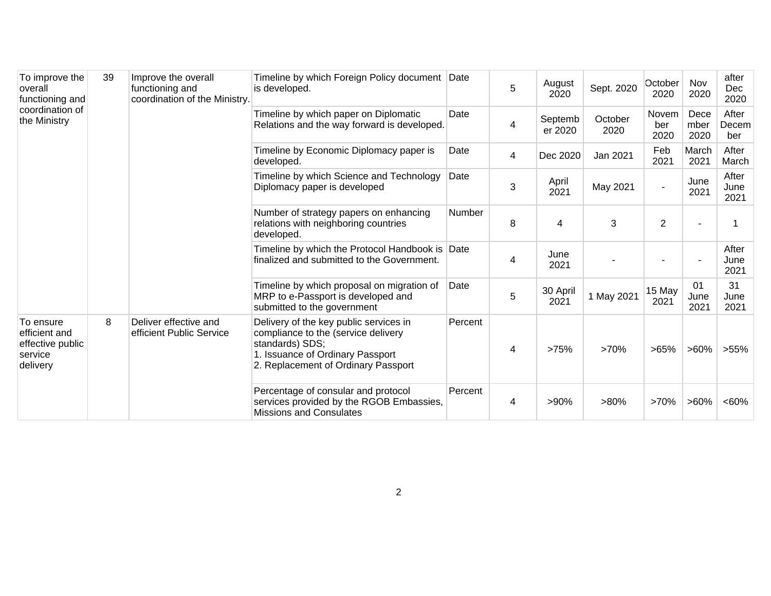| | | | | | | | | | | |
|---|---|---|---|---|---|---|---|---|---|---|
| To improve the overall functioning and coordination of the Ministry | 39 | Improve the overall functioning and coordination of the Ministry. | Timeline by which Foreign Policy document is developed. | Date | 5 | August 2020 | Sept. 2020 | October 2020 | Nov 2020 | after Dec 2020 |
| | | | Timeline by which paper on Diplomatic Relations and the way forward is developed. | Date | 4 | September 2020 | October 2020 | November 2020 | December 2020 | After December |
| | | | Timeline by Economic Diplomacy paper is developed. | Date | 4 | Dec 2020 | Jan 2021 | Feb 2021 | March 2021 | After March |
| | | | Timeline by which Science and Technology Diplomacy paper is developed | Date | 3 | April 2021 | May 2021 | - | June 2021 | After June 2021 |
| | | | Number of strategy papers on enhancing relations with neighboring countries developed. | Number | 8 | 4 | 3 | 2 | - | 1 |
| | | | Timeline by which the Protocol Handbook is finalized and submitted to the Government. | Date | 4 | June 2021 | - | - | - | After June 2021 |
| | | | Timeline by which proposal on migration of MRP to e-Passport is developed and submitted to the government | Date | 5 | 30 April 2021 | 1 May 2021 | 15 May 2021 | 01 June 2021 | 31 June 2021 |
| To ensure efficient and effective public service delivery | 8 | Deliver effective and efficient Public Service | Delivery of the key public services in compliance to the (service delivery standards) SDS;<br>1. Issuance of Ordinary Passport<br>2. Replacement of Ordinary Passport | Percent | 4 | >75% | >70% | >65% | >60% | >55% |
| | | | Percentage of consular and protocol services provided by the RGOB Embassies, Missions and Consulates | Percent | 4 | >90% | >80% | >70% | >60% | <60% |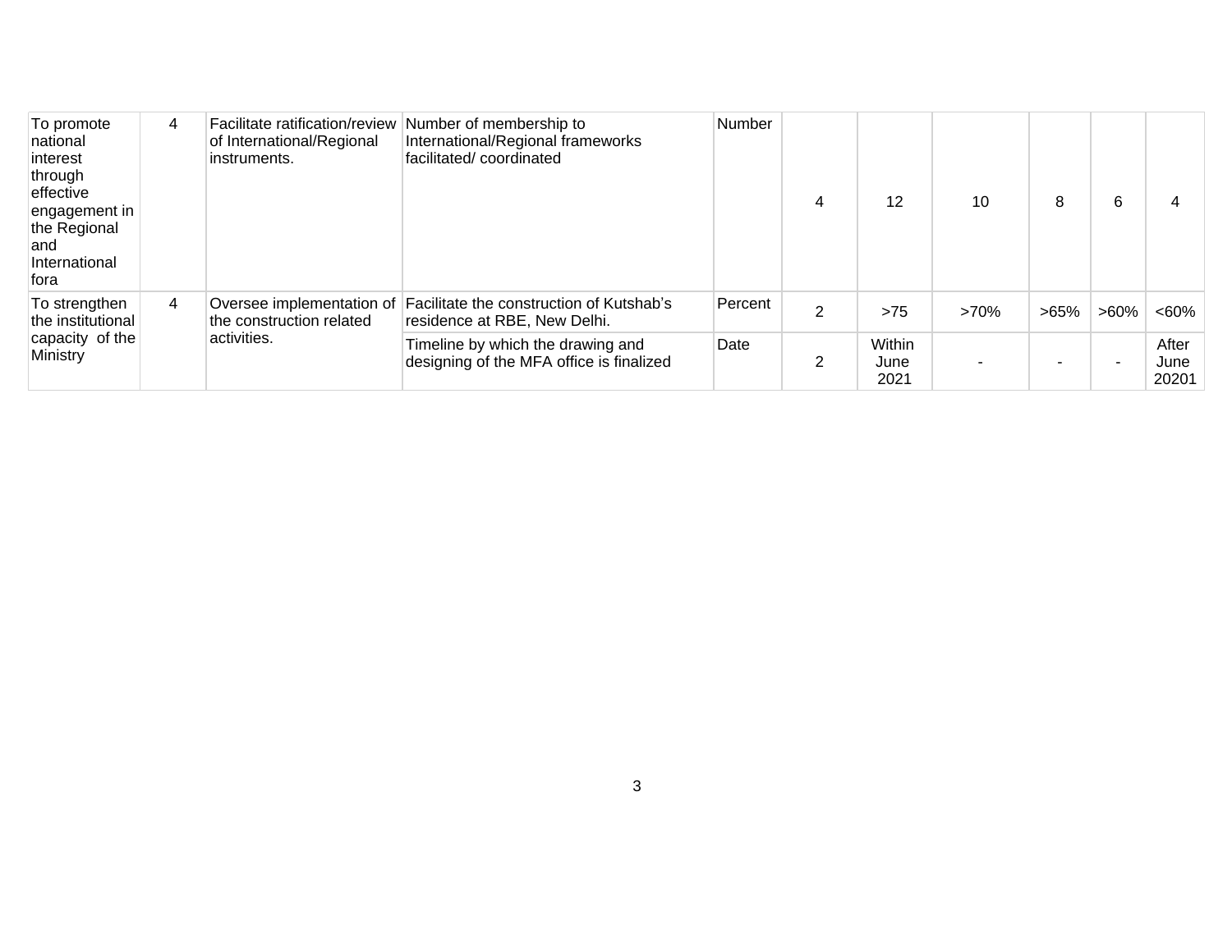| | | | | | | | | | | |
|---|---|---|---|---|---|---|---|---|---|---|
| To promote national interest through effective engagement in the Regional and International fora | 4 | Facilitate ratification/review of International/Regional instruments. | Number of membership to International/Regional frameworks facilitated/ coordinated | Number | 4 | 12 | 10 | 8 | 6 | 4 |
| To strengthen the institutional capacity of the Ministry | 4 | Oversee implementation of the construction related activities. | Facilitate the construction of Kutshab's residence at RBE, New Delhi. | Percent | 2 | >75 | >70% | >65% | >60% | <60% |
| | | | Timeline by which the drawing and designing of the MFA office is finalized | Date | 2 | Within June 2021 | - | - | - | After June 20201 |